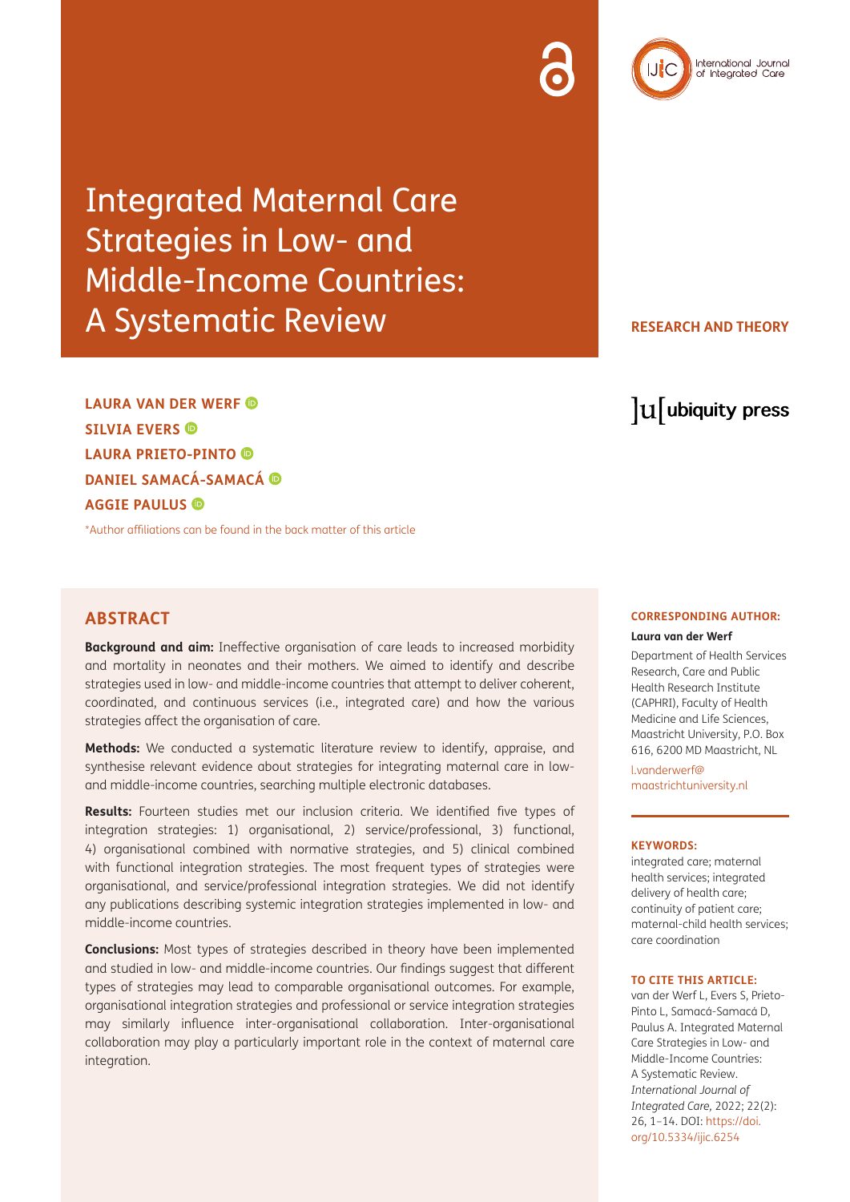# Integrated Maternal Care Strategies in Low- and Middle-Income Countries: A Systematic Review

RESEARCH AND THEORY

**LAURA VAN DER WERF**
**SILVIA EVERS**
**LAURA PRIETO-PINTO**
**DANIEL SAMACÁ-SAMACÁ**
**AGGIE PAULUS**

*Author affiliations can be found in the back matter of this article

## ABSTRACT

**Background and aim:** Ineffective organisation of care leads to increased morbidity and mortality in neonates and their mothers. We aimed to identify and describe strategies used in low- and middle-income countries that attempt to deliver coherent, coordinated, and continuous services (i.e., integrated care) and how the various strategies affect the organisation of care.

**Methods:** We conducted a systematic literature review to identify, appraise, and synthesise relevant evidence about strategies for integrating maternal care in low- and middle-income countries, searching multiple electronic databases.

**Results:** Fourteen studies met our inclusion criteria. We identified five types of integration strategies: 1) organisational, 2) service/professional, 3) functional, 4) organisational combined with normative strategies, and 5) clinical combined with functional integration strategies. The most frequent types of strategies were organisational, and service/professional integration strategies. We did not identify any publications describing systemic integration strategies implemented in low- and middle-income countries.

**Conclusions:** Most types of strategies described in theory have been implemented and studied in low- and middle-income countries. Our findings suggest that different types of strategies may lead to comparable organisational outcomes. For example, organisational integration strategies and professional or service integration strategies may similarly influence inter-organisational collaboration. Inter-organisational collaboration may play a particularly important role in the context of maternal care integration.

**CORRESPONDING AUTHOR:**

**Laura van der Werf**

Department of Health Services Research, Care and Public Health Research Institute (CAPHRI), Faculty of Health Medicine and Life Sciences, Maastricht University, P.O. Box 616, 6200 MD Maastricht, NL

l.vanderwerf@maastrichtuniversity.nl

**KEYWORDS:**

integrated care; maternal health services; integrated delivery of health care; continuity of patient care; maternal-child health services; care coordination

**TO CITE THIS ARTICLE:**

van der Werf L, Evers S, Prieto-Pinto L, Samacá-Samacá D, Paulus A. Integrated Maternal Care Strategies in Low- and Middle-Income Countries: A Systematic Review. *International Journal of Integrated Care,* 2022; 22(2): 26, 1–14. DOI: https://doi.org/10.5334/ijic.6254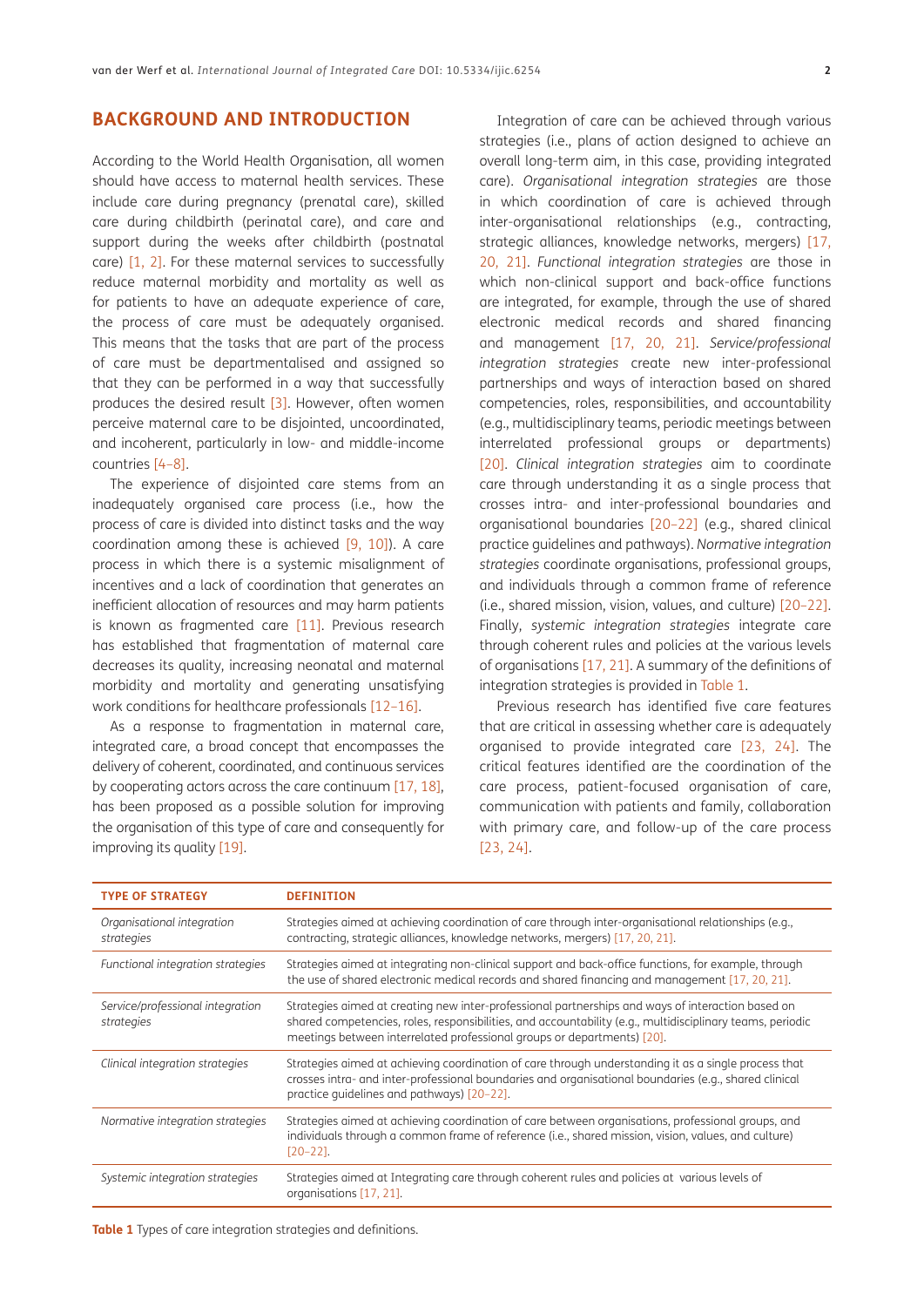## BACKGROUND AND INTRODUCTION

According to the World Health Organisation, all women should have access to maternal health services. These include care during pregnancy (prenatal care), skilled care during childbirth (perinatal care), and care and support during the weeks after childbirth (postnatal care) [1, 2]. For these maternal services to successfully reduce maternal morbidity and mortality as well as for patients to have an adequate experience of care, the process of care must be adequately organised. This means that the tasks that are part of the process of care must be departmentalised and assigned so that they can be performed in a way that successfully produces the desired result [3]. However, often women perceive maternal care to be disjointed, uncoordinated, and incoherent, particularly in low- and middle-income countries [4–8].

The experience of disjointed care stems from an inadequately organised care process (i.e., how the process of care is divided into distinct tasks and the way coordination among these is achieved [9, 10]). A care process in which there is a systemic misalignment of incentives and a lack of coordination that generates an inefficient allocation of resources and may harm patients is known as fragmented care [11]. Previous research has established that fragmentation of maternal care decreases its quality, increasing neonatal and maternal morbidity and mortality and generating unsatisfying work conditions for healthcare professionals [12–16].

As a response to fragmentation in maternal care, integrated care, a broad concept that encompasses the delivery of coherent, coordinated, and continuous services by cooperating actors across the care continuum [17, 18], has been proposed as a possible solution for improving the organisation of this type of care and consequently for improving its quality [19].

Integration of care can be achieved through various strategies (i.e., plans of action designed to achieve an overall long-term aim, in this case, providing integrated care). *Organisational integration strategies* are those in which coordination of care is achieved through inter-organisational relationships (e.g., contracting, strategic alliances, knowledge networks, mergers) [17, 20, 21]. *Functional integration strategies* are those in which non-clinical support and back-office functions are integrated, for example, through the use of shared electronic medical records and shared financing and management [17, 20, 21]. *Service/professional integration strategies* create new inter-professional partnerships and ways of interaction based on shared competencies, roles, responsibilities, and accountability (e.g., multidisciplinary teams, periodic meetings between interrelated professional groups or departments) [20]. *Clinical integration strategies* aim to coordinate care through understanding it as a single process that crosses intra- and inter-professional boundaries and organisational boundaries [20–22] (e.g., shared clinical practice guidelines and pathways). *Normative integration strategies* coordinate organisations, professional groups, and individuals through a common frame of reference (i.e., shared mission, vision, values, and culture) [20–22]. Finally, *systemic integration strategies* integrate care through coherent rules and policies at the various levels of organisations [17, 21]. A summary of the definitions of integration strategies is provided in Table 1.

Previous research has identified five care features that are critical in assessing whether care is adequately organised to provide integrated care [23, 24]. The critical features identified are the coordination of the care process, patient-focused organisation of care, communication with patients and family, collaboration with primary care, and follow-up of the care process [23, 24].

| TYPE OF STRATEGY | DEFINITION |
|---|---|
| *Organisational integration strategies* | Strategies aimed at achieving coordination of care through inter-organisational relationships (e.g., contracting, strategic alliances, knowledge networks, mergers) [17, 20, 21]. |
| *Functional integration strategies* | Strategies aimed at integrating non-clinical support and back-office functions, for example, through the use of shared electronic medical records and shared financing and management [17, 20, 21]. |
| *Service/professional integration strategies* | Strategies aimed at creating new inter-professional partnerships and ways of interaction based on shared competencies, roles, responsibilities, and accountability (e.g., multidisciplinary teams, periodic meetings between interrelated professional groups or departments) [20]. |
| *Clinical integration strategies* | Strategies aimed at achieving coordination of care through understanding it as a single process that crosses intra- and inter-professional boundaries and organisational boundaries (e.g., shared clinical practice guidelines and pathways) [20–22]. |
| *Normative integration strategies* | Strategies aimed at achieving coordination of care between organisations, professional groups, and individuals through a common frame of reference (i.e., shared mission, vision, values, and culture) [20–22]. |
| *Systemic integration strategies* | Strategies aimed at Integrating care through coherent rules and policies at various levels of organisations [17, 21]. |

**Table 1** Types of care integration strategies and definitions.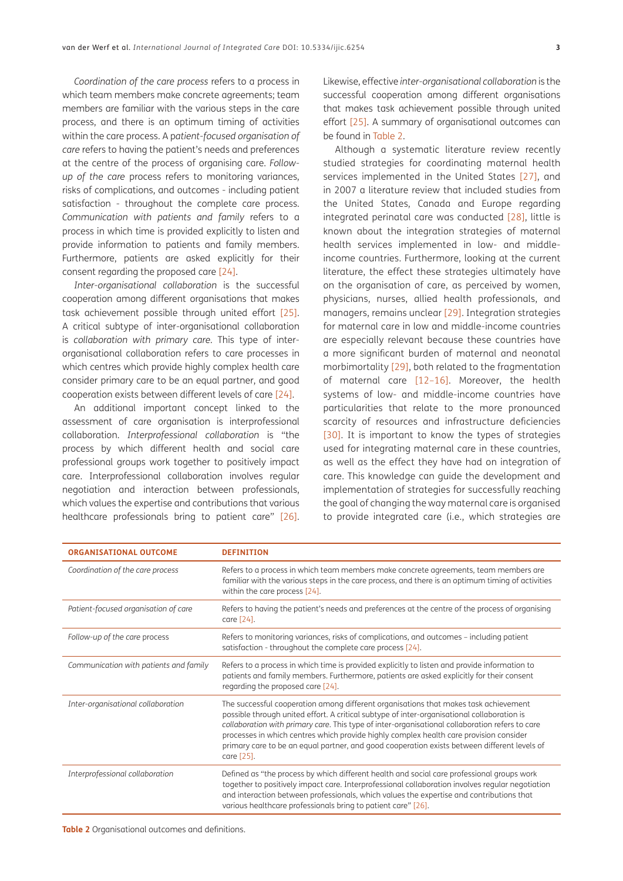*Coordination of the care process* refers to a process in which team members make concrete agreements; team members are familiar with the various steps in the care process, and there is an optimum timing of activities within the care process. A p*atient-focused organisation of care* refers to having the patient's needs and preferences at the centre of the process of organising care. *Follow-up of the care* process refers to monitoring variances, risks of complications, and outcomes - including patient satisfaction - throughout the complete care process. *Communication with patients and family* refers to a process in which time is provided explicitly to listen and provide information to patients and family members. Furthermore, patients are asked explicitly for their consent regarding the proposed care [24].

*Inter-organisational collaboration* is the successful cooperation among different organisations that makes task achievement possible through united effort [25]. A critical subtype of inter-organisational collaboration is *collaboration with primary care*. This type of inter-organisational collaboration refers to care processes in which centres which provide highly complex health care consider primary care to be an equal partner, and good cooperation exists between different levels of care [24].

An additional important concept linked to the assessment of care organisation is interprofessional collaboration. *Interprofessional collaboration* is "the process by which different health and social care professional groups work together to positively impact care. Interprofessional collaboration involves regular negotiation and interaction between professionals, which values the expertise and contributions that various healthcare professionals bring to patient care" [26]. Likewise, effective *inter-organisational collaboration* is the successful cooperation among different organisations that makes task achievement possible through united effort [25]. A summary of organisational outcomes can be found in Table 2.

Although a systematic literature review recently studied strategies for coordinating maternal health services implemented in the United States [27], and in 2007 a literature review that included studies from the United States, Canada and Europe regarding integrated perinatal care was conducted [28], little is known about the integration strategies of maternal health services implemented in low- and middle-income countries. Furthermore, looking at the current literature, the effect these strategies ultimately have on the organisation of care, as perceived by women, physicians, nurses, allied health professionals, and managers, remains unclear [29]. Integration strategies for maternal care in low and middle-income countries are especially relevant because these countries have a more significant burden of maternal and neonatal morbimortality [29], both related to the fragmentation of maternal care [12–16]. Moreover, the health systems of low- and middle-income countries have particularities that relate to the more pronounced scarcity of resources and infrastructure deficiencies [30]. It is important to know the types of strategies used for integrating maternal care in these countries, as well as the effect they have had on integration of care. This knowledge can guide the development and implementation of strategies for successfully reaching the goal of changing the way maternal care is organised to provide integrated care (i.e., which strategies are

| ORGANISATIONAL OUTCOME | DEFINITION |
|---|---|
| *Coordination of the care process* | Refers to a process in which team members make concrete agreements, team members are familiar with the various steps in the care process, and there is an optimum timing of activities within the care process [24]. |
| *Patient-focused organisation of care* | Refers to having the patient's needs and preferences at the centre of the process of organising care [24]. |
| *Follow-up of the care process* | Refers to monitoring variances, risks of complications, and outcomes – including patient satisfaction - throughout the complete care process [24]. |
| *Communication with patients and family* | Refers to a process in which time is provided explicitly to listen and provide information to patients and family members. Furthermore, patients are asked explicitly for their consent regarding the proposed care [24]. |
| *Inter-organisational collaboration* | The successful cooperation among different organisations that makes task achievement possible through united effort. A critical subtype of inter-organisational collaboration is *collaboration with primary care*. This type of inter-organisational collaboration refers to care processes in which centres which provide highly complex health care provision consider primary care to be an equal partner, and good cooperation exists between different levels of care [25]. |
| *Interprofessional collaboration* | Defined as "the process by which different health and social care professional groups work together to positively impact care. Interprofessional collaboration involves regular negotiation and interaction between professionals, which values the expertise and contributions that various healthcare professionals bring to patient care" [26]. |

**Table 2** Organisational outcomes and definitions.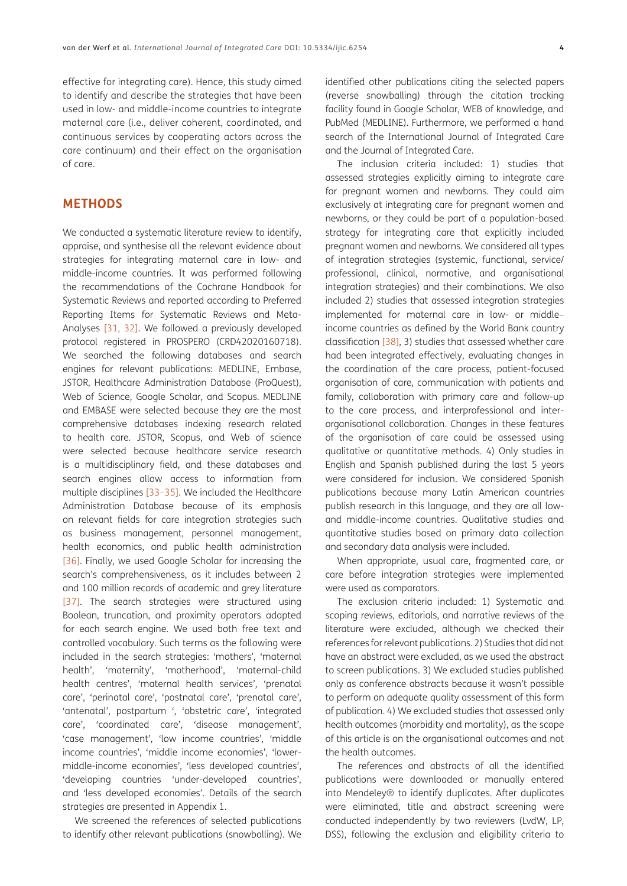effective for integrating care). Hence, this study aimed to identify and describe the strategies that have been used in low- and middle-income countries to integrate maternal care (i.e., deliver coherent, coordinated, and continuous services by cooperating actors across the care continuum) and their effect on the organisation of care.

## METHODS

We conducted a systematic literature review to identify, appraise, and synthesise all the relevant evidence about strategies for integrating maternal care in low- and middle-income countries. It was performed following the recommendations of the Cochrane Handbook for Systematic Reviews and reported according to Preferred Reporting Items for Systematic Reviews and Meta-Analyses [31, 32]. We followed a previously developed protocol registered in PROSPERO (CRD42020160718). We searched the following databases and search engines for relevant publications: MEDLINE, Embase, JSTOR, Healthcare Administration Database (ProQuest), Web of Science, Google Scholar, and Scopus. MEDLINE and EMBASE were selected because they are the most comprehensive databases indexing research related to health care. JSTOR, Scopus, and Web of science were selected because healthcare service research is a multidisciplinary field, and these databases and search engines allow access to information from multiple disciplines [33–35]. We included the Healthcare Administration Database because of its emphasis on relevant fields for care integration strategies such as business management, personnel management, health economics, and public health administration [36]. Finally, we used Google Scholar for increasing the search's comprehensiveness, as it includes between 2 and 100 million records of academic and grey literature [37]. The search strategies were structured using Boolean, truncation, and proximity operators adapted for each search engine. We used both free text and controlled vocabulary. Such terms as the following were included in the search strategies: 'mothers', 'maternal health', 'maternity', 'motherhood', 'maternal-child health centres', 'maternal health services', 'prenatal care', 'perinatal care', 'postnatal care', 'prenatal care', 'antenatal', postpartum ', 'obstetric care', 'integrated care', 'coordinated care', 'disease management', 'case management', 'low income countries', 'middle income countries', 'middle income economies', 'lower-middle-income economies', 'less developed countries', 'developing countries 'under-developed countries', and 'less developed economies'. Details of the search strategies are presented in Appendix 1.

We screened the references of selected publications to identify other relevant publications (snowballing). We identified other publications citing the selected papers (reverse snowballing) through the citation tracking facility found in Google Scholar, WEB of knowledge, and PubMed (MEDLINE). Furthermore, we performed a hand search of the International Journal of Integrated Care and the Journal of Integrated Care.

The inclusion criteria included: 1) studies that assessed strategies explicitly aiming to integrate care for pregnant women and newborns. They could aim exclusively at integrating care for pregnant women and newborns, or they could be part of a population-based strategy for integrating care that explicitly included pregnant women and newborns. We considered all types of integration strategies (systemic, functional, service/professional, clinical, normative, and organisational integration strategies) and their combinations. We also included 2) studies that assessed integration strategies implemented for maternal care in low- or middle–income countries as defined by the World Bank country classification [38], 3) studies that assessed whether care had been integrated effectively, evaluating changes in the coordination of the care process, patient-focused organisation of care, communication with patients and family, collaboration with primary care and follow-up to the care process, and interprofessional and inter-organisational collaboration. Changes in these features of the organisation of care could be assessed using qualitative or quantitative methods. 4) Only studies in English and Spanish published during the last 5 years were considered for inclusion. We considered Spanish publications because many Latin American countries publish research in this language, and they are all low- and middle-income countries. Qualitative studies and quantitative studies based on primary data collection and secondary data analysis were included.

When appropriate, usual care, fragmented care, or care before integration strategies were implemented were used as comparators.

The exclusion criteria included: 1) Systematic and scoping reviews, editorials, and narrative reviews of the literature were excluded, although we checked their references for relevant publications. 2) Studies that did not have an abstract were excluded, as we used the abstract to screen publications. 3) We excluded studies published only as conference abstracts because it wasn't possible to perform an adequate quality assessment of this form of publication. 4) We excluded studies that assessed only health outcomes (morbidity and mortality), as the scope of this article is on the organisational outcomes and not the health outcomes.

The references and abstracts of all the identified publications were downloaded or manually entered into Mendeley® to identify duplicates. After duplicates were eliminated, title and abstract screening were conducted independently by two reviewers (LvdW, LP, DSS), following the exclusion and eligibility criteria to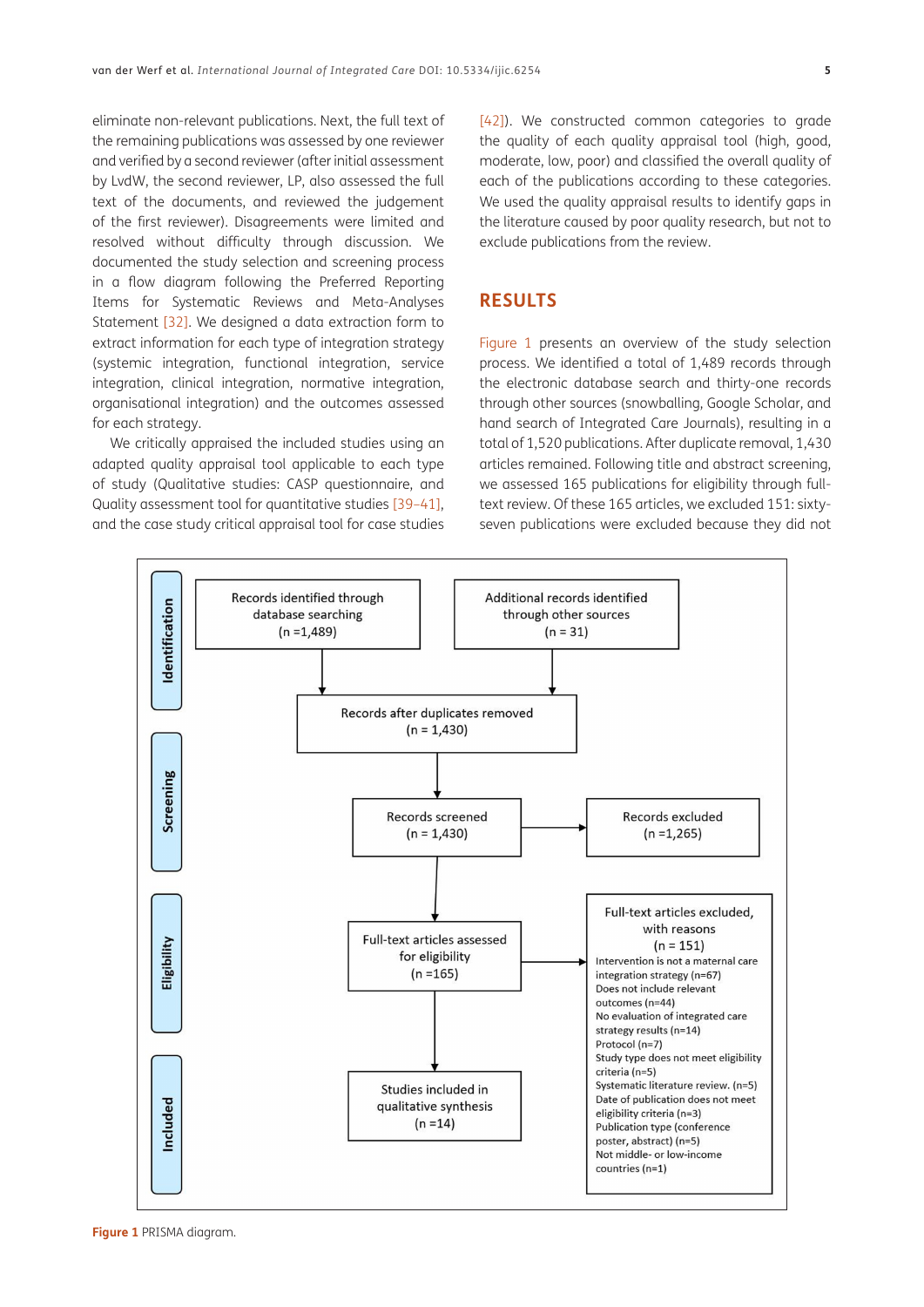eliminate non-relevant publications. Next, the full text of the remaining publications was assessed by one reviewer and verified by a second reviewer (after initial assessment by LvdW, the second reviewer, LP, also assessed the full text of the documents, and reviewed the judgement of the first reviewer). Disagreements were limited and resolved without difficulty through discussion. We documented the study selection and screening process in a flow diagram following the Preferred Reporting Items for Systematic Reviews and Meta-Analyses Statement [32]. We designed a data extraction form to extract information for each type of integration strategy (systemic integration, functional integration, service integration, clinical integration, normative integration, organisational integration) and the outcomes assessed for each strategy.

We critically appraised the included studies using an adapted quality appraisal tool applicable to each type of study (Qualitative studies: CASP questionnaire, and Quality assessment tool for quantitative studies [39–41], and the case study critical appraisal tool for case studies [42]). We constructed common categories to grade the quality of each quality appraisal tool (high, good, moderate, low, poor) and classified the overall quality of each of the publications according to these categories. We used the quality appraisal results to identify gaps in the literature caused by poor quality research, but not to exclude publications from the review.

# RESULTS

Figure 1 presents an overview of the study selection process. We identified a total of 1,489 records through the electronic database search and thirty-one records through other sources (snowballing, Google Scholar, and hand search of Integrated Care Journals), resulting in a total of 1,520 publications. After duplicate removal, 1,430 articles remained. Following title and abstract screening, we assessed 165 publications for eligibility through full-text review. Of these 165 articles, we excluded 151: sixty-seven publications were excluded because they did not

**Identification**
- Records identified through database searching (n =1,489)
- Additional records identified through other sources (n = 31)
- Records after duplicates removed (n = 1,430)

**Screening**
- Records screened (n = 1,430)
- Records excluded (n =1,265)

**Eligibility**
- Full-text articles assessed for eligibility (n =165)
- Full-text articles excluded, with reasons (n = 151)
  - Intervention is not a maternal care integration strategy (n=67)
  - Does not include relevant outcomes (n=44)
  - No evaluation of integrated care strategy results (n=14)
  - Protocol (n=7)
  - Study type does not meet eligibility criteria (n=5)
  - Systematic literature review. (n=5)
  - Date of publication does not meet eligibility criteria (n=3)
  - Publication type (conference poster, abstract) (n=5)
  - Not middle- or low-income countries (n=1)

**Included**
- Studies included in qualitative synthesis (n =14)

**Figure 1** PRISMA diagram.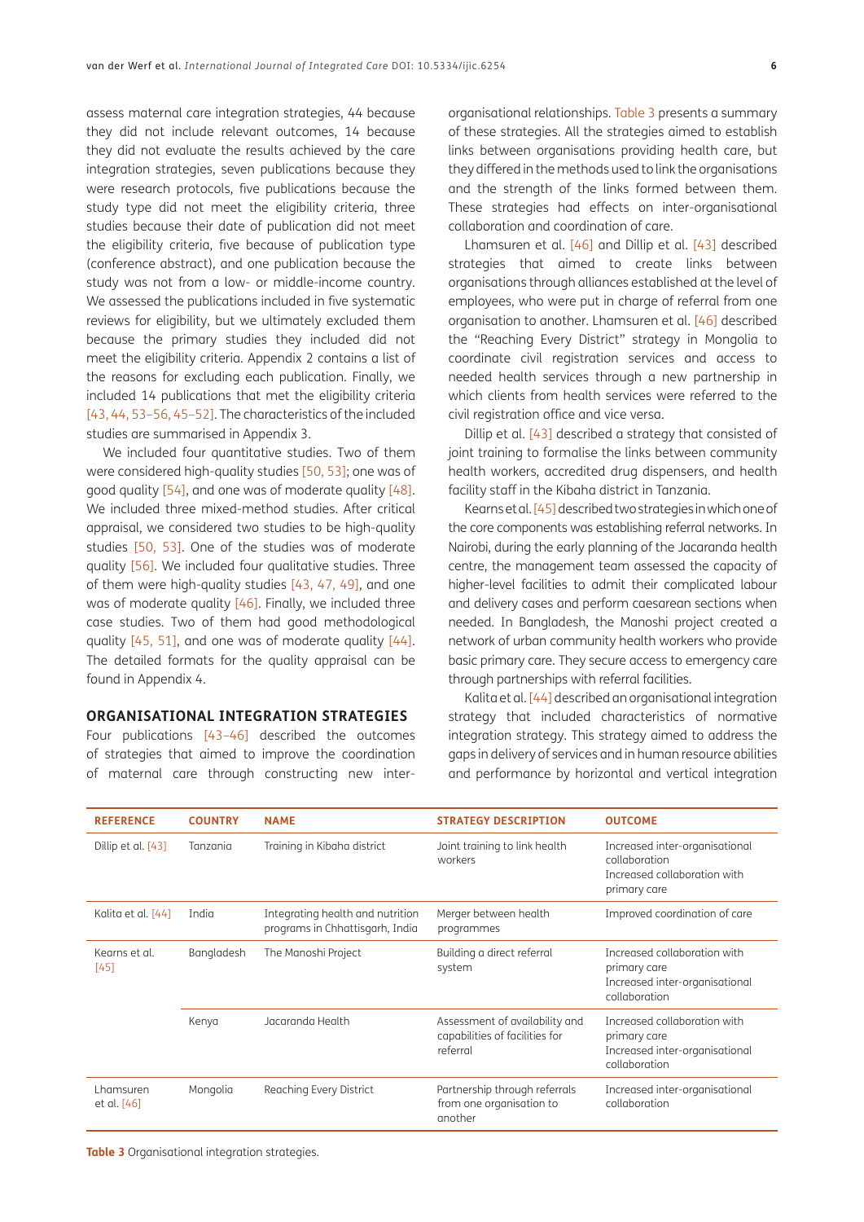assess maternal care integration strategies, 44 because they did not include relevant outcomes, 14 because they did not evaluate the results achieved by the care integration strategies, seven publications because they were research protocols, five publications because the study type did not meet the eligibility criteria, three studies because their date of publication did not meet the eligibility criteria, five because of publication type (conference abstract), and one publication because the study was not from a low- or middle-income country. We assessed the publications included in five systematic reviews for eligibility, but we ultimately excluded them because the primary studies they included did not meet the eligibility criteria. Appendix 2 contains a list of the reasons for excluding each publication. Finally, we included 14 publications that met the eligibility criteria [43, 44, 53–56, 45–52]. The characteristics of the included studies are summarised in Appendix 3.

We included four quantitative studies. Two of them were considered high-quality studies [50, 53]; one was of good quality [54], and one was of moderate quality [48]. We included three mixed-method studies. After critical appraisal, we considered two studies to be high-quality studies [50, 53]. One of the studies was of moderate quality [56]. We included four qualitative studies. Three of them were high-quality studies [43, 47, 49], and one was of moderate quality [46]. Finally, we included three case studies. Two of them had good methodological quality [45, 51], and one was of moderate quality [44]. The detailed formats for the quality appraisal can be found in Appendix 4.

## ORGANISATIONAL INTEGRATION STRATEGIES

Four publications [43–46] described the outcomes of strategies that aimed to improve the coordination of maternal care through constructing new inter-organisational relationships. Table 3 presents a summary of these strategies. All the strategies aimed to establish links between organisations providing health care, but they differed in the methods used to link the organisations and the strength of the links formed between them. These strategies had effects on inter-organisational collaboration and coordination of care.

Lhamsuren et al. [46] and Dillip et al. [43] described strategies that aimed to create links between organisations through alliances established at the level of employees, who were put in charge of referral from one organisation to another. Lhamsuren et al. [46] described the "Reaching Every District" strategy in Mongolia to coordinate civil registration services and access to needed health services through a new partnership in which clients from health services were referred to the civil registration office and vice versa.

Dillip et al. [43] described a strategy that consisted of joint training to formalise the links between community health workers, accredited drug dispensers, and health facility staff in the Kibaha district in Tanzania.

Kearns et al. [45] described two strategies in which one of the core components was establishing referral networks. In Nairobi, during the early planning of the Jacaranda health centre, the management team assessed the capacity of higher-level facilities to admit their complicated labour and delivery cases and perform caesarean sections when needed. In Bangladesh, the Manoshi project created a network of urban community health workers who provide basic primary care. They secure access to emergency care through partnerships with referral facilities.

Kalita et al. [44] described an organisational integration strategy that included characteristics of normative integration strategy. This strategy aimed to address the gaps in delivery of services and in human resource abilities and performance by horizontal and vertical integration

| REFERENCE | COUNTRY | NAME | STRATEGY DESCRIPTION | OUTCOME |
|---|---|---|---|---|
| Dillip et al. [43] | Tanzania | Training in Kibaha district | Joint training to link health workers | Increased inter-organisational collaboration<br>Increased collaboration with primary care |
| Kalita et al. [44] | India | Integrating health and nutrition programs in Chhattisgarh, India | Merger between health programmes | Improved coordination of care |
| Kearns et al. [45] | Bangladesh | The Manoshi Project | Building a direct referral system | Increased collaboration with primary care<br>Increased inter-organisational collaboration |
| | Kenya | Jacaranda Health | Assessment of availability and capabilities of facilities for referral | Increased collaboration with primary care<br>Increased inter-organisational collaboration |
| Lhamsuren et al. [46] | Mongolia | Reaching Every District | Partnership through referrals from one organisation to another | Increased inter-organisational collaboration |

**Table 3** Organisational integration strategies.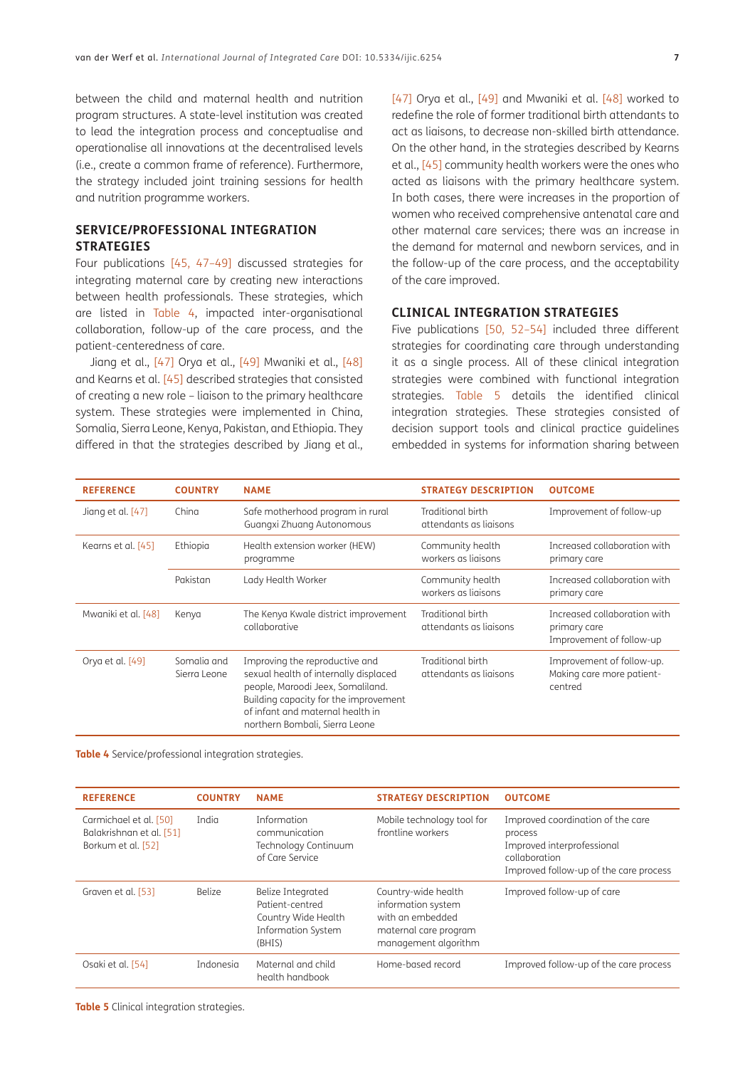between the child and maternal health and nutrition program structures. A state-level institution was created to lead the integration process and conceptualise and operationalise all innovations at the decentralised levels (i.e., create a common frame of reference). Furthermore, the strategy included joint training sessions for health and nutrition programme workers.

### SERVICE/PROFESSIONAL INTEGRATION STRATEGIES

Four publications [45, 47–49] discussed strategies for integrating maternal care by creating new interactions between health professionals. These strategies, which are listed in Table 4, impacted inter-organisational collaboration, follow-up of the care process, and the patient-centeredness of care.

Jiang et al., [47] Orya et al., [49] Mwaniki et al., [48] and Kearns et al. [45] described strategies that consisted of creating a new role – liaison to the primary healthcare system. These strategies were implemented in China, Somalia, Sierra Leone, Kenya, Pakistan, and Ethiopia. They differed in that the strategies described by Jiang et al., [47] Orya et al., [49] and Mwaniki et al. [48] worked to redefine the role of former traditional birth attendants to act as liaisons, to decrease non-skilled birth attendance. On the other hand, in the strategies described by Kearns et al., [45] community health workers were the ones who acted as liaisons with the primary healthcare system. In both cases, there were increases in the proportion of women who received comprehensive antenatal care and other maternal care services; there was an increase in the demand for maternal and newborn services, and in the follow-up of the care process, and the acceptability of the care improved.

### CLINICAL INTEGRATION STRATEGIES

Five publications [50, 52–54] included three different strategies for coordinating care through understanding it as a single process. All of these clinical integration strategies were combined with functional integration strategies. Table 5 details the identified clinical integration strategies. These strategies consisted of decision support tools and clinical practice guidelines embedded in systems for information sharing between

| REFERENCE | COUNTRY | NAME | STRATEGY DESCRIPTION | OUTCOME |
|---|---|---|---|---|
| Jiang et al. [47] | China | Safe motherhood program in rural Guangxi Zhuang Autonomous | Traditional birth attendants as liaisons | Improvement of follow-up |
| Kearns et al. [45] | Ethiopia | Health extension worker (HEW) programme | Community health workers as liaisons | Increased collaboration with primary care |
| | Pakistan | Lady Health Worker | Community health workers as liaisons | Increased collaboration with primary care |
| Mwaniki et al. [48] | Kenya | The Kenya Kwale district improvement collaborative | Traditional birth attendants as liaisons | Increased collaboration with primary care<br>Improvement of follow-up |
| Orya et al. [49] | Somalia and Sierra Leone | Improving the reproductive and sexual health of internally displaced people, Maroodi Jeex, Somaliland. Building capacity for the improvement of infant and maternal health in northern Bombali, Sierra Leone | Traditional birth attendants as liaisons | Improvement of follow-up. Making care more patient-centred |

**Table 4** Service/professional integration strategies.

| REFERENCE | COUNTRY | NAME | STRATEGY DESCRIPTION | OUTCOME |
|---|---|---|---|---|
| Carmichael et al. [50]<br>Balakrishnan et al. [51]<br>Borkum et al. [52] | India | Information communication Technology Continuum of Care Service | Mobile technology tool for frontline workers | Improved coordination of the care process<br>Improved interprofessional collaboration<br>Improved follow-up of the care process |
| Graven et al. [53] | Belize | Belize Integrated Patient-centred Country Wide Health Information System (BHIS) | Country-wide health information system with an embedded maternal care program management algorithm | Improved follow-up of care |
| Osaki et al. [54] | Indonesia | Maternal and child health handbook | Home-based record | Improved follow-up of the care process |

**Table 5** Clinical integration strategies.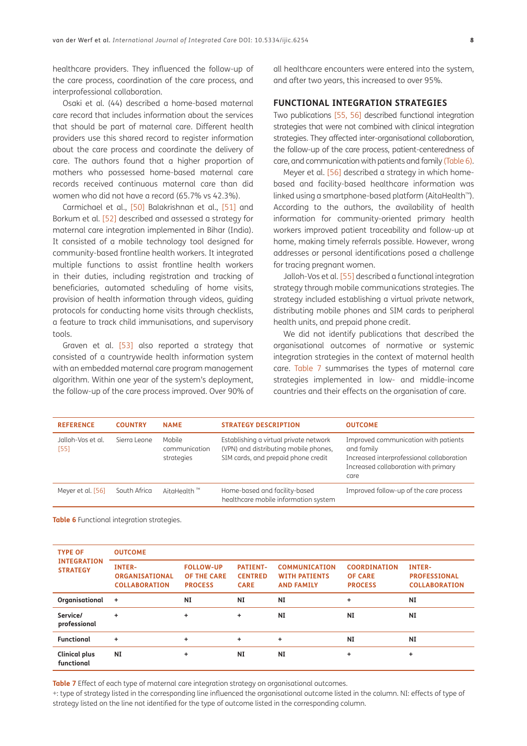healthcare providers. They influenced the follow-up of the care process, coordination of the care process, and interprofessional collaboration.

Osaki et al. (44) described a home-based maternal care record that includes information about the services that should be part of maternal care. Different health providers use this shared record to register information about the care process and coordinate the delivery of care. The authors found that a higher proportion of mothers who possessed home-based maternal care records received continuous maternal care than did women who did not have a record (65.7% vs 42.3%).

Carmichael et al., [50] Balakrishnan et al., [51] and Borkum et al. [52] described and assessed a strategy for maternal care integration implemented in Bihar (India). It consisted of a mobile technology tool designed for community-based frontline health workers. It integrated multiple functions to assist frontline health workers in their duties, including registration and tracking of beneficiaries, automated scheduling of home visits, provision of health information through videos, guiding protocols for conducting home visits through checklists, a feature to track child immunisations, and supervisory tools.

Graven et al. [53] also reported a strategy that consisted of a countrywide health information system with an embedded maternal care program management algorithm. Within one year of the system's deployment, the follow-up of the care process improved. Over 90% of all healthcare encounters were entered into the system, and after two years, this increased to over 95%.

## FUNCTIONAL INTEGRATION STRATEGIES

Two publications [55, 56] described functional integration strategies that were not combined with clinical integration strategies. They affected inter-organisational collaboration, the follow-up of the care process, patient-centeredness of care, and communication with patients and family (Table 6).

Meyer et al. [56] described a strategy in which home-based and facility-based healthcare information was linked using a smartphone-based platform (AitaHealth™). According to the authors, the availability of health information for community-oriented primary health workers improved patient traceability and follow-up at home, making timely referrals possible. However, wrong addresses or personal identifications posed a challenge for tracing pregnant women.

Jalloh-Vos et al. [55] described a functional integration strategy through mobile communications strategies. The strategy included establishing a virtual private network, distributing mobile phones and SIM cards to peripheral health units, and prepaid phone credit.

We did not identify publications that described the organisational outcomes of normative or systemic integration strategies in the context of maternal health care. Table 7 summarises the types of maternal care strategies implemented in low- and middle-income countries and their effects on the organisation of care.

| REFERENCE | COUNTRY | NAME | STRATEGY DESCRIPTION | OUTCOME |
|---|---|---|---|---|
| Jalloh-Vos et al. [55] | Sierra Leone | Mobile communication strategies | Establishing a virtual private network (VPN) and distributing mobile phones, SIM cards, and prepaid phone credit | Improved communication with patients and family<br>Increased interprofessional collaboration<br>Increased collaboration with primary care |
| Meyer et al. [56] | South Africa | AitaHealth ™ | Home-based and facility-based healthcare mobile information system | Improved follow-up of the care process |

**Table 6** Functional integration strategies.

| TYPE OF INTEGRATION STRATEGY | OUTCOME | | | | | |
|---|---|---|---|---|---|---|
| | INTER-ORGANISATIONAL COLLABORATION | FOLLOW-UP OF THE CARE PROCESS | PATIENT-CENTRED CARE | COMMUNICATION WITH PATIENTS AND FAMILY | COORDINATION OF CARE PROCESS | INTER-PROFESSIONAL COLLABORATION |
| **Organisational** | + | NI | NI | NI | + | NI |
| **Service/ professional** | + | + | + | NI | NI | NI |
| **Functional** | + | + | + | + | NI | NI |
| **Clinical plus functional** | NI | + | NI | NI | + | + |

**Table 7** Effect of each type of maternal care integration strategy on organisational outcomes.
+: type of strategy listed in the corresponding line influenced the organisational outcome listed in the column. NI: effects of type of strategy listed on the line not identified for the type of outcome listed in the corresponding column.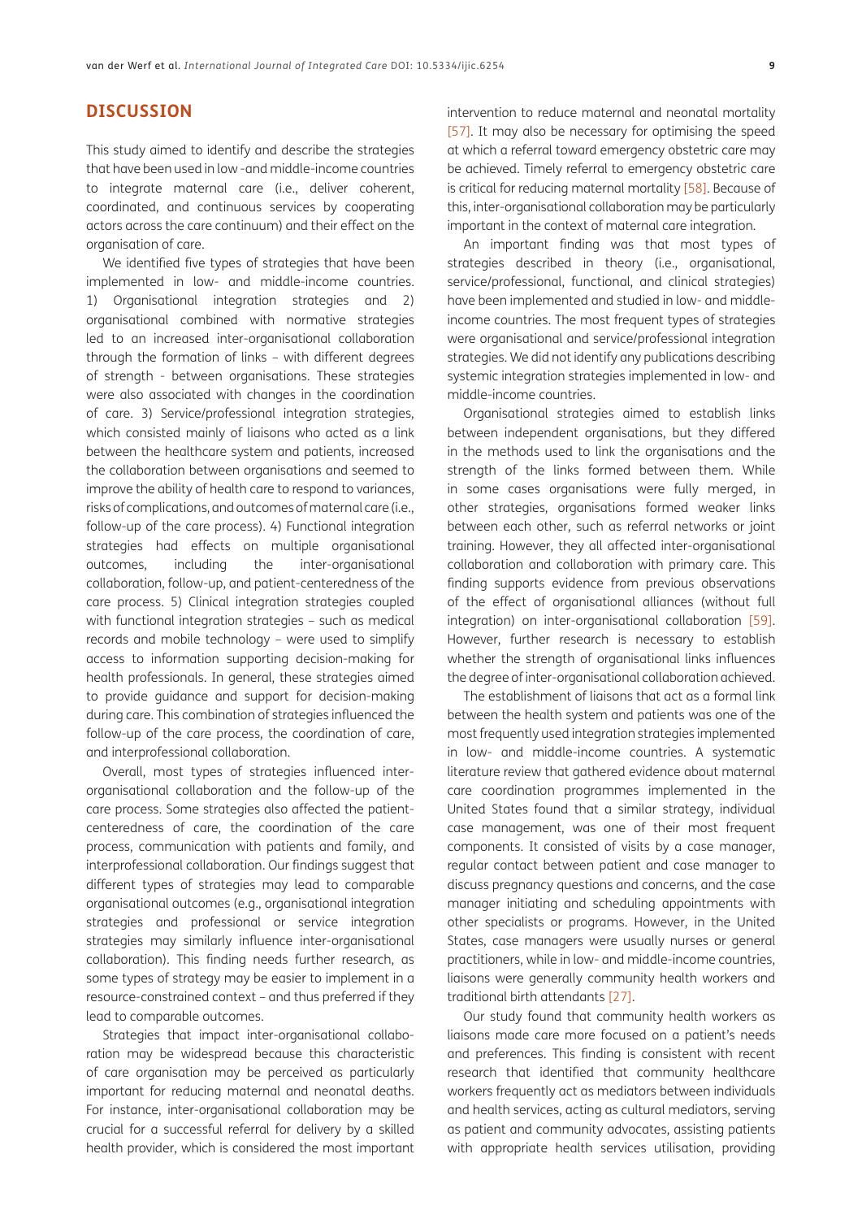## DISCUSSION

This study aimed to identify and describe the strategies that have been used in low -and middle-income countries to integrate maternal care (i.e., deliver coherent, coordinated, and continuous services by cooperating actors across the care continuum) and their effect on the organisation of care.

We identified five types of strategies that have been implemented in low- and middle-income countries. 1) Organisational integration strategies and 2) organisational combined with normative strategies led to an increased inter-organisational collaboration through the formation of links – with different degrees of strength - between organisations. These strategies were also associated with changes in the coordination of care. 3) Service/professional integration strategies, which consisted mainly of liaisons who acted as a link between the healthcare system and patients, increased the collaboration between organisations and seemed to improve the ability of health care to respond to variances, risks of complications, and outcomes of maternal care (i.e., follow-up of the care process). 4) Functional integration strategies had effects on multiple organisational outcomes, including the inter-organisational collaboration, follow-up, and patient-centeredness of the care process. 5) Clinical integration strategies coupled with functional integration strategies – such as medical records and mobile technology – were used to simplify access to information supporting decision-making for health professionals. In general, these strategies aimed to provide guidance and support for decision-making during care. This combination of strategies influenced the follow-up of the care process, the coordination of care, and interprofessional collaboration.

Overall, most types of strategies influenced inter-organisational collaboration and the follow-up of the care process. Some strategies also affected the patient-centeredness of care, the coordination of the care process, communication with patients and family, and interprofessional collaboration. Our findings suggest that different types of strategies may lead to comparable organisational outcomes (e.g., organisational integration strategies and professional or service integration strategies may similarly influence inter-organisational collaboration). This finding needs further research, as some types of strategy may be easier to implement in a resource-constrained context – and thus preferred if they lead to comparable outcomes.

Strategies that impact inter-organisational collaboration may be widespread because this characteristic of care organisation may be perceived as particularly important for reducing maternal and neonatal deaths. For instance, inter-organisational collaboration may be crucial for a successful referral for delivery by a skilled health provider, which is considered the most important intervention to reduce maternal and neonatal mortality [57]. It may also be necessary for optimising the speed at which a referral toward emergency obstetric care may be achieved. Timely referral to emergency obstetric care is critical for reducing maternal mortality [58]. Because of this, inter-organisational collaboration may be particularly important in the context of maternal care integration.

An important finding was that most types of strategies described in theory (i.e., organisational, service/professional, functional, and clinical strategies) have been implemented and studied in low- and middle-income countries. The most frequent types of strategies were organisational and service/professional integration strategies. We did not identify any publications describing systemic integration strategies implemented in low- and middle-income countries.

Organisational strategies aimed to establish links between independent organisations, but they differed in the methods used to link the organisations and the strength of the links formed between them. While in some cases organisations were fully merged, in other strategies, organisations formed weaker links between each other, such as referral networks or joint training. However, they all affected inter-organisational collaboration and collaboration with primary care. This finding supports evidence from previous observations of the effect of organisational alliances (without full integration) on inter-organisational collaboration [59]. However, further research is necessary to establish whether the strength of organisational links influences the degree of inter-organisational collaboration achieved.

The establishment of liaisons that act as a formal link between the health system and patients was one of the most frequently used integration strategies implemented in low- and middle-income countries. A systematic literature review that gathered evidence about maternal care coordination programmes implemented in the United States found that a similar strategy, individual case management, was one of their most frequent components. It consisted of visits by a case manager, regular contact between patient and case manager to discuss pregnancy questions and concerns, and the case manager initiating and scheduling appointments with other specialists or programs. However, in the United States, case managers were usually nurses or general practitioners, while in low- and middle-income countries, liaisons were generally community health workers and traditional birth attendants [27].

Our study found that community health workers as liaisons made care more focused on a patient's needs and preferences. This finding is consistent with recent research that identified that community healthcare workers frequently act as mediators between individuals and health services, acting as cultural mediators, serving as patient and community advocates, assisting patients with appropriate health services utilisation, providing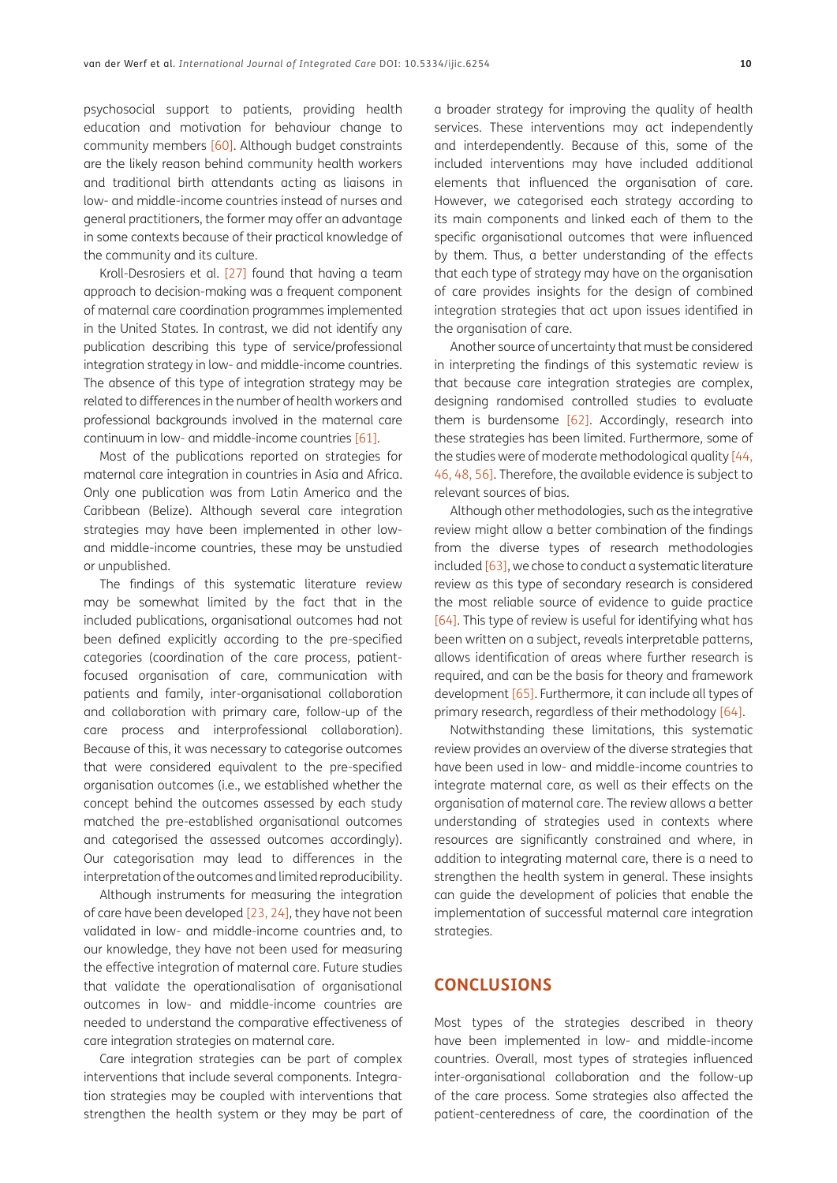psychosocial support to patients, providing health education and motivation for behaviour change to community members [60]. Although budget constraints are the likely reason behind community health workers and traditional birth attendants acting as liaisons in low- and middle-income countries instead of nurses and general practitioners, the former may offer an advantage in some contexts because of their practical knowledge of the community and its culture.

Kroll-Desrosiers et al. [27] found that having a team approach to decision-making was a frequent component of maternal care coordination programmes implemented in the United States. In contrast, we did not identify any publication describing this type of service/professional integration strategy in low- and middle-income countries. The absence of this type of integration strategy may be related to differences in the number of health workers and professional backgrounds involved in the maternal care continuum in low- and middle-income countries [61].

Most of the publications reported on strategies for maternal care integration in countries in Asia and Africa. Only one publication was from Latin America and the Caribbean (Belize). Although several care integration strategies may have been implemented in other low- and middle-income countries, these may be unstudied or unpublished.

The findings of this systematic literature review may be somewhat limited by the fact that in the included publications, organisational outcomes had not been defined explicitly according to the pre-specified categories (coordination of the care process, patient-focused organisation of care, communication with patients and family, inter-organisational collaboration and collaboration with primary care, follow-up of the care process and interprofessional collaboration). Because of this, it was necessary to categorise outcomes that were considered equivalent to the pre-specified organisation outcomes (i.e., we established whether the concept behind the outcomes assessed by each study matched the pre-established organisational outcomes and categorised the assessed outcomes accordingly). Our categorisation may lead to differences in the interpretation of the outcomes and limited reproducibility.

Although instruments for measuring the integration of care have been developed [23, 24], they have not been validated in low- and middle-income countries and, to our knowledge, they have not been used for measuring the effective integration of maternal care. Future studies that validate the operationalisation of organisational outcomes in low- and middle-income countries are needed to understand the comparative effectiveness of care integration strategies on maternal care.

Care integration strategies can be part of complex interventions that include several components. Integration strategies may be coupled with interventions that strengthen the health system or they may be part of a broader strategy for improving the quality of health services. These interventions may act independently and interdependently. Because of this, some of the included interventions may have included additional elements that influenced the organisation of care. However, we categorised each strategy according to its main components and linked each of them to the specific organisational outcomes that were influenced by them. Thus, a better understanding of the effects that each type of strategy may have on the organisation of care provides insights for the design of combined integration strategies that act upon issues identified in the organisation of care.

Another source of uncertainty that must be considered in interpreting the findings of this systematic review is that because care integration strategies are complex, designing randomised controlled studies to evaluate them is burdensome [62]. Accordingly, research into these strategies has been limited. Furthermore, some of the studies were of moderate methodological quality [44, 46, 48, 56]. Therefore, the available evidence is subject to relevant sources of bias.

Although other methodologies, such as the integrative review might allow a better combination of the findings from the diverse types of research methodologies included [63], we chose to conduct a systematic literature review as this type of secondary research is considered the most reliable source of evidence to guide practice [64]. This type of review is useful for identifying what has been written on a subject, reveals interpretable patterns, allows identification of areas where further research is required, and can be the basis for theory and framework development [65]. Furthermore, it can include all types of primary research, regardless of their methodology [64].

Notwithstanding these limitations, this systematic review provides an overview of the diverse strategies that have been used in low- and middle-income countries to integrate maternal care, as well as their effects on the organisation of maternal care. The review allows a better understanding of strategies used in contexts where resources are significantly constrained and where, in addition to integrating maternal care, there is a need to strengthen the health system in general. These insights can guide the development of policies that enable the implementation of successful maternal care integration strategies.

## CONCLUSIONS

Most types of the strategies described in theory have been implemented in low- and middle-income countries. Overall, most types of strategies influenced inter-organisational collaboration and the follow-up of the care process. Some strategies also affected the patient-centeredness of care, the coordination of the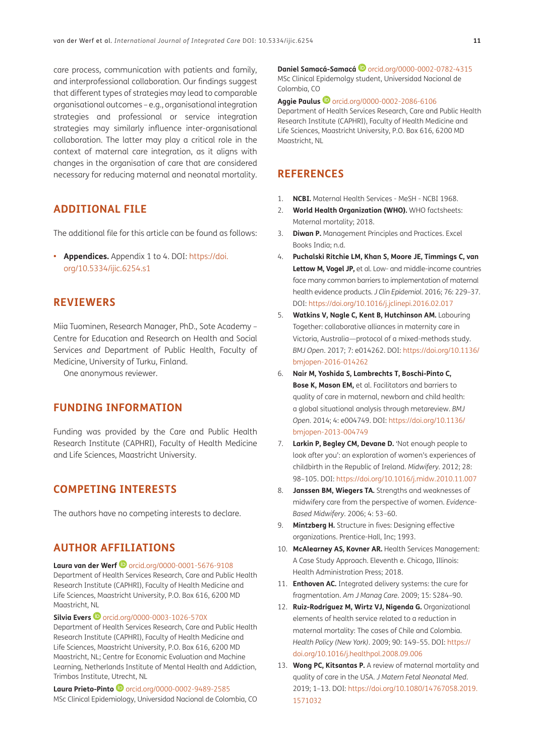care process, communication with patients and family, and interprofessional collaboration. Our findings suggest that different types of strategies may lead to comparable organisational outcomes – e.g., organisational integration strategies and professional or service integration strategies may similarly influence inter-organisational collaboration. The latter may play a critical role in the context of maternal care integration, as it aligns with changes in the organisation of care that are considered necessary for reducing maternal and neonatal mortality.

## ADDITIONAL FILE

The additional file for this article can be found as follows:

- **Appendices.** Appendix 1 to 4. DOI: https://doi.org/10.5334/ijic.6254.s1

## REVIEWERS

Miia Tuominen, Research Manager, PhD., Sote Academy – Centre for Education and Research on Health and Social Services *and* Department of Public Health, Faculty of Medicine, University of Turku, Finland.

One anonymous reviewer.

## FUNDING INFORMATION

Funding was provided by the Care and Public Health Research Institute (CAPHRI), Faculty of Health Medicine and Life Sciences, Maastricht University.

## COMPETING INTERESTS

The authors have no competing interests to declare.

## AUTHOR AFFILIATIONS

**Laura van der Werf** orcid.org/0000-0001-5676-9108
Department of Health Services Research, Care and Public Health Research Institute (CAPHRI), Faculty of Health Medicine and Life Sciences, Maastricht University, P.O. Box 616, 6200 MD Maastricht, NL

**Silvia Evers** orcid.org/0000-0003-1026-570X
Department of Health Services Research, Care and Public Health Research Institute (CAPHRI), Faculty of Health Medicine and Life Sciences, Maastricht University, P.O. Box 616, 6200 MD Maastricht, NL; Centre for Economic Evaluation and Machine Learning, Netherlands Institute of Mental Health and Addiction, Trimbos Institute, Utrecht, NL

**Laura Prieto-Pinto** orcid.org/0000-0002-9489-2585
MSc Clinical Epidemiology, Universidad Nacional de Colombia, CO

**Daniel Samacá-Samacá** orcid.org/0000-0002-0782-4315
MSc Clinical Epidemolgy student, Universidad Nacional de Colombia, CO

**Aggie Paulus** orcid.org/0000-0002-2086-6106
Department of Health Services Research, Care and Public Health Research Institute (CAPHRI), Faculty of Health Medicine and Life Sciences, Maastricht University, P.O. Box 616, 6200 MD Maastricht, NL

## REFERENCES

1. **NCBI.** Maternal Health Services - MeSH - NCBI 1968.
2. **World Health Organization (WHO).** WHO factsheets: Maternal mortality; 2018.
3. **Diwan P.** Management Principles and Practices. Excel Books India; n.d.
4. **Puchalski Ritchie LM, Khan S, Moore JE, Timmings C, van Lettow M, Vogel JP,** et al. Low- and middle-income countries face many common barriers to implementation of maternal health evidence products. *J Clin Epidemiol*. 2016; 76: 229–37. DOI: https://doi.org/10.1016/j.jclinepi.2016.02.017
5. **Watkins V, Nagle C, Kent B, Hutchinson AM.** Labouring Together: collaborative alliances in maternity care in Victoria, Australia—protocol of a mixed-methods study. *BMJ Open*. 2017; 7: e014262. DOI: https://doi.org/10.1136/bmjopen-2016-014262
6. **Nair M, Yoshida S, Lambrechts T, Boschi-Pinto C, Bose K, Mason EM,** et al. Facilitators and barriers to quality of care in maternal, newborn and child health: a global situational analysis through metareview. *BMJ Open*. 2014; 4: e004749. DOI: https://doi.org/10.1136/bmjopen-2013-004749
7. **Larkin P, Begley CM, Devane D.** 'Not enough people to look after you': an exploration of women's experiences of childbirth in the Republic of Ireland. *Midwifery*. 2012; 28: 98–105. DOI: https://doi.org/10.1016/j.midw.2010.11.007
8. **Janssen BM, Wiegers TA.** Strengths and weaknesses of midwifery care from the perspective of women. *Evidence-Based Midwifery*. 2006; 4: 53–60.
9. **Mintzberg H.** Structure in fives: Designing effective organizations. Prentice-Hall, Inc; 1993.
10. **McAlearney AS, Kovner AR.** Health Services Management: A Case Study Approach. Eleventh e. Chicago, Illinois: Health Administration Press; 2018.
11. **Enthoven AC.** Integrated delivery systems: the cure for fragmentation. *Am J Manag Care*. 2009; 15: S284–90.
12. **Ruiz-Rodríguez M, Wirtz VJ, Nigenda G.** Organizational elements of health service related to a reduction in maternal mortality: The cases of Chile and Colombia. *Health Policy (New York)*. 2009; 90: 149–55. DOI: https://doi.org/10.1016/j.healthpol.2008.09.006
13. **Wong PC, Kitsantas P.** A review of maternal mortality and quality of care in the USA. *J Matern Fetal Neonatal Med*. 2019; 1–13. DOI: https://doi.org/10.1080/14767058.2019.1571032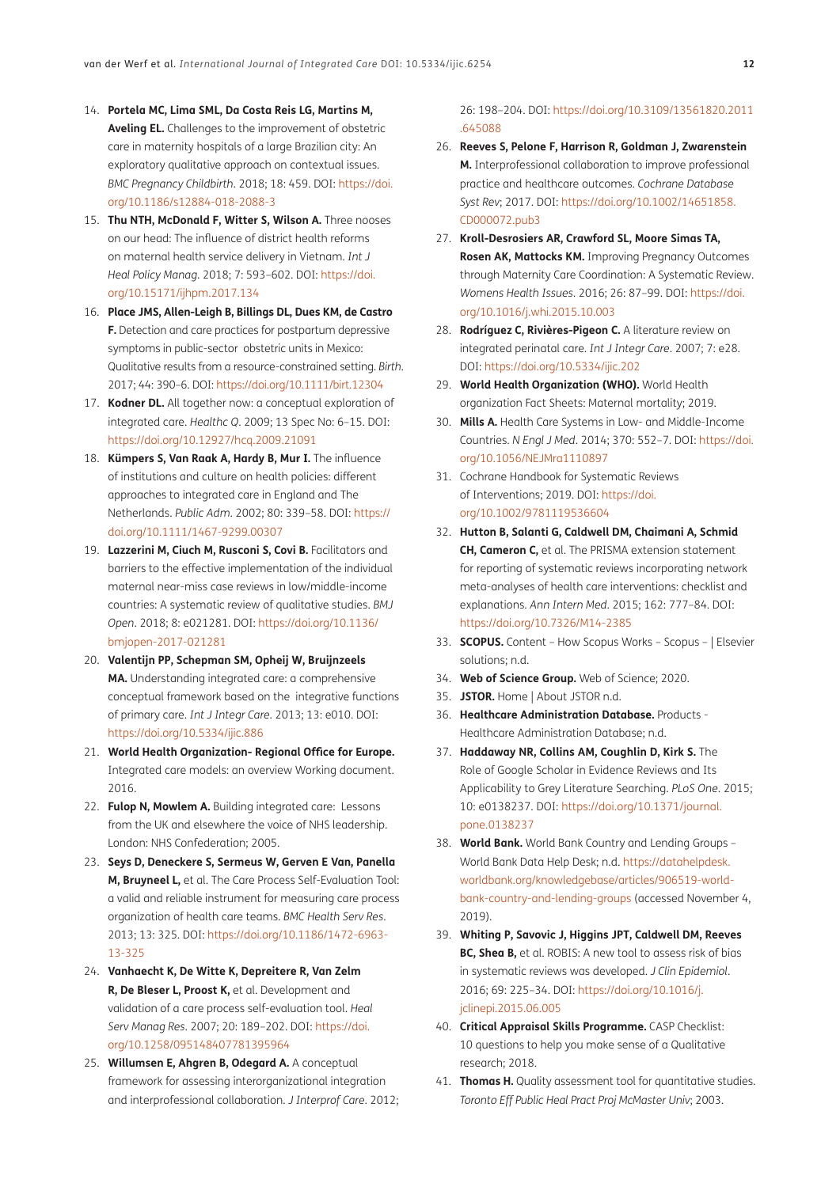14. **Portela MC, Lima SML, Da Costa Reis LG, Martins M, Aveling EL.** Challenges to the improvement of obstetric care in maternity hospitals of a large Brazilian city: An exploratory qualitative approach on contextual issues. *BMC Pregnancy Childbirth*. 2018; 18: 459. DOI: https://doi.org/10.1186/s12884-018-2088-3
15. **Thu NTH, McDonald F, Witter S, Wilson A.** Three nooses on our head: The influence of district health reforms on maternal health service delivery in Vietnam. *Int J Heal Policy Manag*. 2018; 7: 593–602. DOI: https://doi.org/10.15171/ijhpm.2017.134
16. **Place JMS, Allen-Leigh B, Billings DL, Dues KM, de Castro F.** Detection and care practices for postpartum depressive symptoms in public-sector obstetric units in Mexico: Qualitative results from a resource-constrained setting. *Birth*. 2017; 44: 390–6. DOI: https://doi.org/10.1111/birt.12304
17. **Kodner DL.** All together now: a conceptual exploration of integrated care. *Healthc Q*. 2009; 13 Spec No: 6–15. DOI: https://doi.org/10.12927/hcq.2009.21091
18. **Kümpers S, Van Raak A, Hardy B, Mur I.** The influence of institutions and culture on health policies: different approaches to integrated care in England and The Netherlands. *Public Adm*. 2002; 80: 339–58. DOI: https://doi.org/10.1111/1467-9299.00307
19. **Lazzerini M, Ciuch M, Rusconi S, Covi B.** Facilitators and barriers to the effective implementation of the individual maternal near-miss case reviews in low/middle-income countries: A systematic review of qualitative studies. *BMJ Open*. 2018; 8: e021281. DOI: https://doi.org/10.1136/bmjopen-2017-021281
20. **Valentijn PP, Schepman SM, Opheij W, Bruijnzeels MA.** Understanding integrated care: a comprehensive conceptual framework based on the integrative functions of primary care. *Int J Integr Care*. 2013; 13: e010. DOI: https://doi.org/10.5334/ijic.886
21. **World Health Organization- Regional Office for Europe.** Integrated care models: an overview Working document. 2016.
22. **Fulop N, Mowlem A.** Building integrated care: Lessons from the UK and elsewhere the voice of NHS leadership. London: NHS Confederation; 2005.
23. **Seys D, Deneckere S, Sermeus W, Gerven E Van, Panella M, Bruyneel L,** et al. The Care Process Self-Evaluation Tool: a valid and reliable instrument for measuring care process organization of health care teams. *BMC Health Serv Res*. 2013; 13: 325. DOI: https://doi.org/10.1186/1472-6963-13-325
24. **Vanhaecht K, De Witte K, Depreitere R, Van Zelm R, De Bleser L, Proost K,** et al. Development and validation of a care process self-evaluation tool. *Heal Serv Manag Res*. 2007; 20: 189–202. DOI: https://doi.org/10.1258/095148407781395964
25. **Willumsen E, Ahgren B, Odegard A.** A conceptual framework for assessing interorganizational integration and interprofessional collaboration. *J Interprof Care*. 2012; 26: 198–204. DOI: https://doi.org/10.3109/13561820.2011.645088
26. **Reeves S, Pelone F, Harrison R, Goldman J, Zwarenstein M.** Interprofessional collaboration to improve professional practice and healthcare outcomes. *Cochrane Database Syst Rev*; 2017. DOI: https://doi.org/10.1002/14651858.CD000072.pub3
27. **Kroll-Desrosiers AR, Crawford SL, Moore Simas TA, Rosen AK, Mattocks KM.** Improving Pregnancy Outcomes through Maternity Care Coordination: A Systematic Review. *Womens Health Issues*. 2016; 26: 87–99. DOI: https://doi.org/10.1016/j.whi.2015.10.003
28. **Rodríguez C, Rivières-Pigeon C.** A literature review on integrated perinatal care. *Int J Integr Care*. 2007; 7: e28. DOI: https://doi.org/10.5334/ijic.202
29. **World Health Organization (WHO).** World Health organization Fact Sheets: Maternal mortality; 2019.
30. **Mills A.** Health Care Systems in Low- and Middle-Income Countries. *N Engl J Med*. 2014; 370: 552–7. DOI: https://doi.org/10.1056/NEJMra1110897
31. Cochrane Handbook for Systematic Reviews of Interventions; 2019. DOI: https://doi.org/10.1002/9781119536604
32. **Hutton B, Salanti G, Caldwell DM, Chaimani A, Schmid CH, Cameron C,** et al. The PRISMA extension statement for reporting of systematic reviews incorporating network meta-analyses of health care interventions: checklist and explanations. *Ann Intern Med*. 2015; 162: 777–84. DOI: https://doi.org/10.7326/M14-2385
33. **SCOPUS.** Content – How Scopus Works – Scopus – | Elsevier solutions; n.d.
34. **Web of Science Group.** Web of Science; 2020.
35. **JSTOR.** Home | About JSTOR n.d.
36. **Healthcare Administration Database.** Products - Healthcare Administration Database; n.d.
37. **Haddaway NR, Collins AM, Coughlin D, Kirk S.** The Role of Google Scholar in Evidence Reviews and Its Applicability to Grey Literature Searching. *PLoS One*. 2015; 10: e0138237. DOI: https://doi.org/10.1371/journal.pone.0138237
38. **World Bank.** World Bank Country and Lending Groups – World Bank Data Help Desk; n.d. https://datahelpdesk.worldbank.org/knowledgebase/articles/906519-world-bank-country-and-lending-groups (accessed November 4, 2019).
39. **Whiting P, Savovic J, Higgins JPT, Caldwell DM, Reeves BC, Shea B,** et al. ROBIS: A new tool to assess risk of bias in systematic reviews was developed. *J Clin Epidemiol*. 2016; 69: 225–34. DOI: https://doi.org/10.1016/j.jclinepi.2015.06.005
40. **Critical Appraisal Skills Programme.** CASP Checklist: 10 questions to help you make sense of a Qualitative research; 2018.
41. **Thomas H.** Quality assessment tool for quantitative studies. *Toronto Eff Public Heal Pract Proj McMaster Univ*; 2003.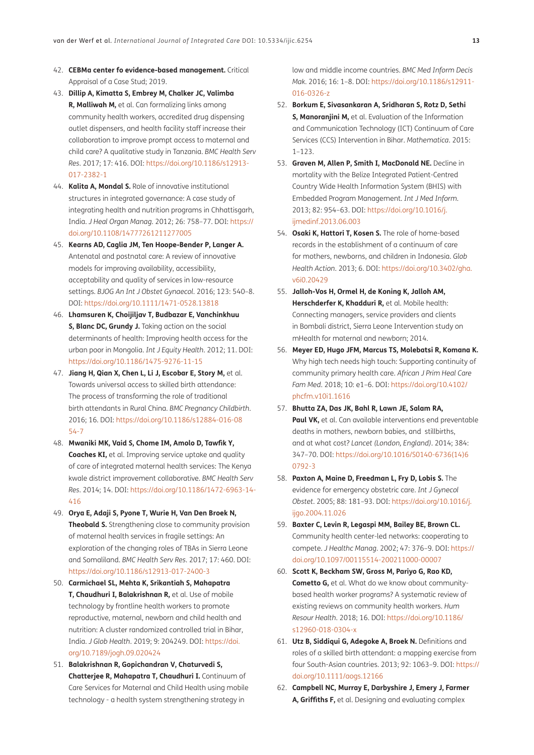42. **CEBMa center fo evidence-based management.** Critical Appraisal of a Case Stud; 2019.
43. **Dillip A, Kimatta S, Embrey M, Chalker JC, Valimba R, Malliwah M,** et al. Can formalizing links among community health workers, accredited drug dispensing outlet dispensers, and health facility staff increase their collaboration to improve prompt access to maternal and child care? A qualitative study in Tanzania. *BMC Health Serv Res*. 2017; 17: 416. DOI: https://doi.org/10.1186/s12913-017-2382-1
44. **Kalita A, Mondal S.** Role of innovative institutional structures in integrated governance: A case study of integrating health and nutrition programs in Chhattisgarh, India. *J Heal Organ Manag*. 2012; 26: 758–77. DOI: https://doi.org/10.1108/14777261211277005
45. **Kearns AD, Caglia JM, Ten Hoope-Bender P, Langer A.** Antenatal and postnatal care: A review of innovative models for improving availability, accessibility, acceptability and quality of services in low-resource settings. *BJOG An Int J Obstet Gynaecol*. 2016; 123: 540–8. DOI: https://doi.org/10.1111/1471-0528.13818
46. **Lhamsuren K, Choijiljav T, Budbazar E, Vanchinkhuu S, Blanc DC, Grundy J.** Taking action on the social determinants of health: Improving health access for the urban poor in Mongolia. *Int J Equity Health*. 2012; 11. DOI: https://doi.org/10.1186/1475-9276-11-15
47. **Jiang H, Qian X, Chen L, Li J, Escobar E, Story M,** et al. Towards universal access to skilled birth attendance: The process of transforming the role of traditional birth attendants in Rural China. *BMC Pregnancy Childbirth*. 2016; 16. DOI: https://doi.org/10.1186/s12884-016-0854-7
48. **Mwaniki MK, Vaid S, Chome IM, Amolo D, Tawfik Y, Coaches KI,** et al. Improving service uptake and quality of care of integrated maternal health services: The Kenya kwale district improvement collaborative. *BMC Health Serv Res*. 2014; 14. DOI: https://doi.org/10.1186/1472-6963-14-416
49. **Orya E, Adaji S, Pyone T, Wurie H, Van Den Broek N, Theobald S.** Strengthening close to community provision of maternal health services in fragile settings: An exploration of the changing roles of TBAs in Sierra Leone and Somaliland. *BMC Health Serv Res*. 2017; 17: 460. DOI: https://doi.org/10.1186/s12913-017-2400-3
50. **Carmichael SL, Mehta K, Srikantiah S, Mahapatra T, Chaudhuri I, Balakrishnan R,** et al. Use of mobile technology by frontline health workers to promote reproductive, maternal, newborn and child health and nutrition: A cluster randomized controlled trial in Bihar, India. *J Glob Health*. 2019; 9: 204249. DOI: https://doi.org/10.7189/jogh.09.020424
51. **Balakrishnan R, Gopichandran V, Chaturvedi S, Chatterjee R, Mahapatra T, Chaudhuri I.** Continuum of Care Services for Maternal and Child Health using mobile technology - a health system strengthening strategy in low and middle income countries. *BMC Med Inform Decis Mak*. 2016; 16: 1–8. DOI: https://doi.org/10.1186/s12911-016-0326-z
52. **Borkum E, Sivasankaran A, Sridharan S, Rotz D, Sethi S, Manoranjini M,** et al. Evaluation of the Information and Communication Technology (ICT) Continuum of Care Services (CCS) Intervention in Bihar. *Mathematica*. 2015: 1–123.
53. **Graven M, Allen P, Smith I, MacDonald NE.** Decline in mortality with the Belize Integrated Patient-Centred Country Wide Health Information System (BHIS) with Embedded Program Management. *Int J Med Inform*. 2013; 82: 954–63. DOI: https://doi.org/10.1016/j.ijmedinf.2013.06.003
54. **Osaki K, Hattori T, Kosen S.** The role of home-based records in the establishment of a continuum of care for mothers, newborns, and children in Indonesia. *Glob Health Action*. 2013; 6. DOI: https://doi.org/10.3402/gha.v6i0.20429
55. **Jalloh-Vos H, Ormel H, de Koning K, Jalloh AM, Herschderfer K, Khadduri R,** et al. Mobile health: Connecting managers, service providers and clients in Bombali district, Sierra Leone Intervention study on mHealth for maternal and newborn; 2014.
56. **Meyer ED, Hugo JFM, Marcus TS, Molebatsi R, Komana K.** Why high tech needs high touch: Supporting continuity of community primary health care. *African J Prim Heal Care Fam Med*. 2018; 10: e1–6. DOI: https://doi.org/10.4102/phcfm.v10i1.1616
57. **Bhutta ZA, Das JK, Bahl R, Lawn JE, Salam RA, Paul VK,** et al. Can available interventions end preventable deaths in mothers, newborn babies, and stillbirths, and at what cost? *Lancet (London, England)*. 2014; 384: 347–70. DOI: https://doi.org/10.1016/S0140-6736(14)60792-3
58. **Paxton A, Maine D, Freedman L, Fry D, Lobis S.** The evidence for emergency obstetric care. *Int J Gynecol Obstet*. 2005; 88: 181–93. DOI: https://doi.org/10.1016/j.ijgo.2004.11.026
59. **Baxter C, Levin R, Legaspi MM, Bailey BE, Brown CL.** Community health center-led networks: cooperating to compete. *J Healthc Manag*. 2002; 47: 376–9. DOI: https://doi.org/10.1097/00115514-200211000-00007
60. **Scott K, Beckham SW, Gross M, Pariyo G, Rao KD, Cometto G,** et al. What do we know about community-based health worker programs? A systematic review of existing reviews on community health workers. *Hum Resour Health*. 2018; 16. DOI: https://doi.org/10.1186/s12960-018-0304-x
61. **Utz B, Siddiqui G, Adegoke A, Broek N.** Definitions and roles of a skilled birth attendant: a mapping exercise from four South-Asian countries. 2013; 92: 1063–9. DOI: https://doi.org/10.1111/aogs.12166
62. **Campbell NC, Murray E, Darbyshire J, Emery J, Farmer A, Griffiths F,** et al. Designing and evaluating complex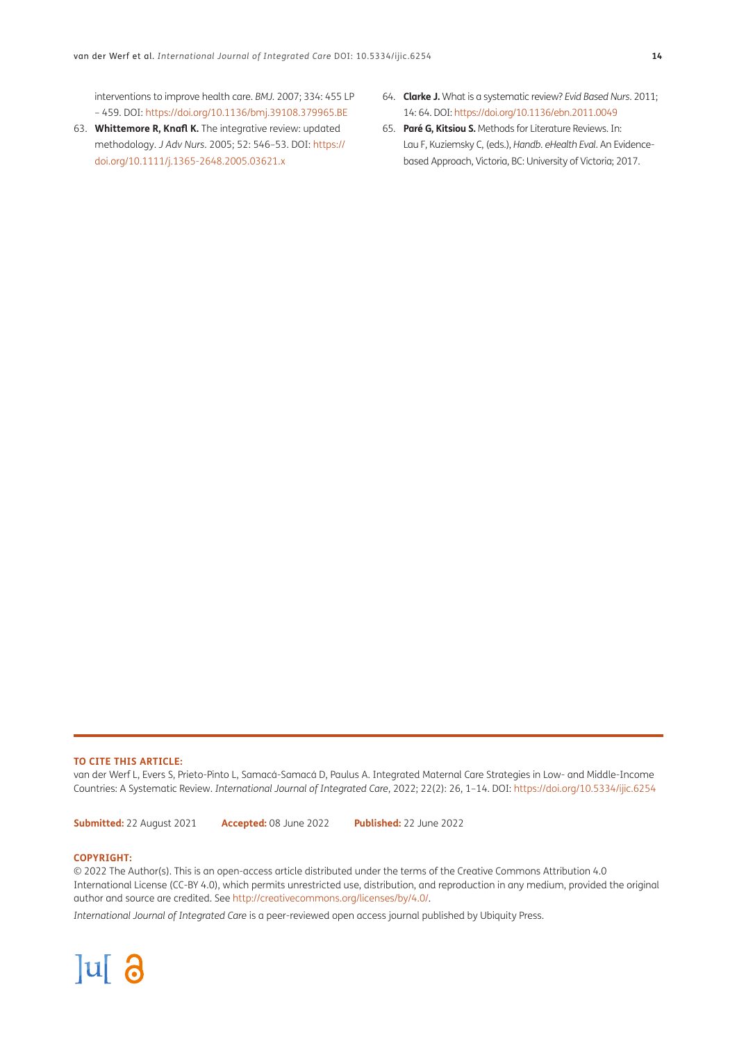interventions to improve health care. *BMJ*. 2007; 334: 455 LP – 459. DOI: https://doi.org/10.1136/bmj.39108.379965.BE

63. **Whittemore R, Knafl K.** The integrative review: updated methodology. *J Adv Nurs*. 2005; 52: 546–53. DOI: https://doi.org/10.1111/j.1365-2648.2005.03621.x
64. **Clarke J.** What is a systematic review? *Evid Based Nurs*. 2011; 14: 64. DOI: https://doi.org/10.1136/ebn.2011.0049
65. **Paré G, Kitsiou S.** Methods for Literature Reviews. In: Lau F, Kuziemsky C, (eds.), *Handb. eHealth Eval*. An Evidence-based Approach, Victoria, BC: University of Victoria; 2017.

**TO CITE THIS ARTICLE:**

van der Werf L, Evers S, Prieto-Pinto L, Samacá-Samacá D, Paulus A. Integrated Maternal Care Strategies in Low- and Middle-Income Countries: A Systematic Review. *International Journal of Integrated Care*, 2022; 22(2): 26, 1–14. DOI: https://doi.org/10.5334/ijic.6254

**Submitted:** 22 August 2021 **Accepted:** 08 June 2022 **Published:** 22 June 2022

**COPYRIGHT:**

© 2022 The Author(s). This is an open-access article distributed under the terms of the Creative Commons Attribution 4.0 International License (CC-BY 4.0), which permits unrestricted use, distribution, and reproduction in any medium, provided the original author and source are credited. See http://creativecommons.org/licenses/by/4.0/.

*International Journal of Integrated Care* is a peer-reviewed open access journal published by Ubiquity Press.